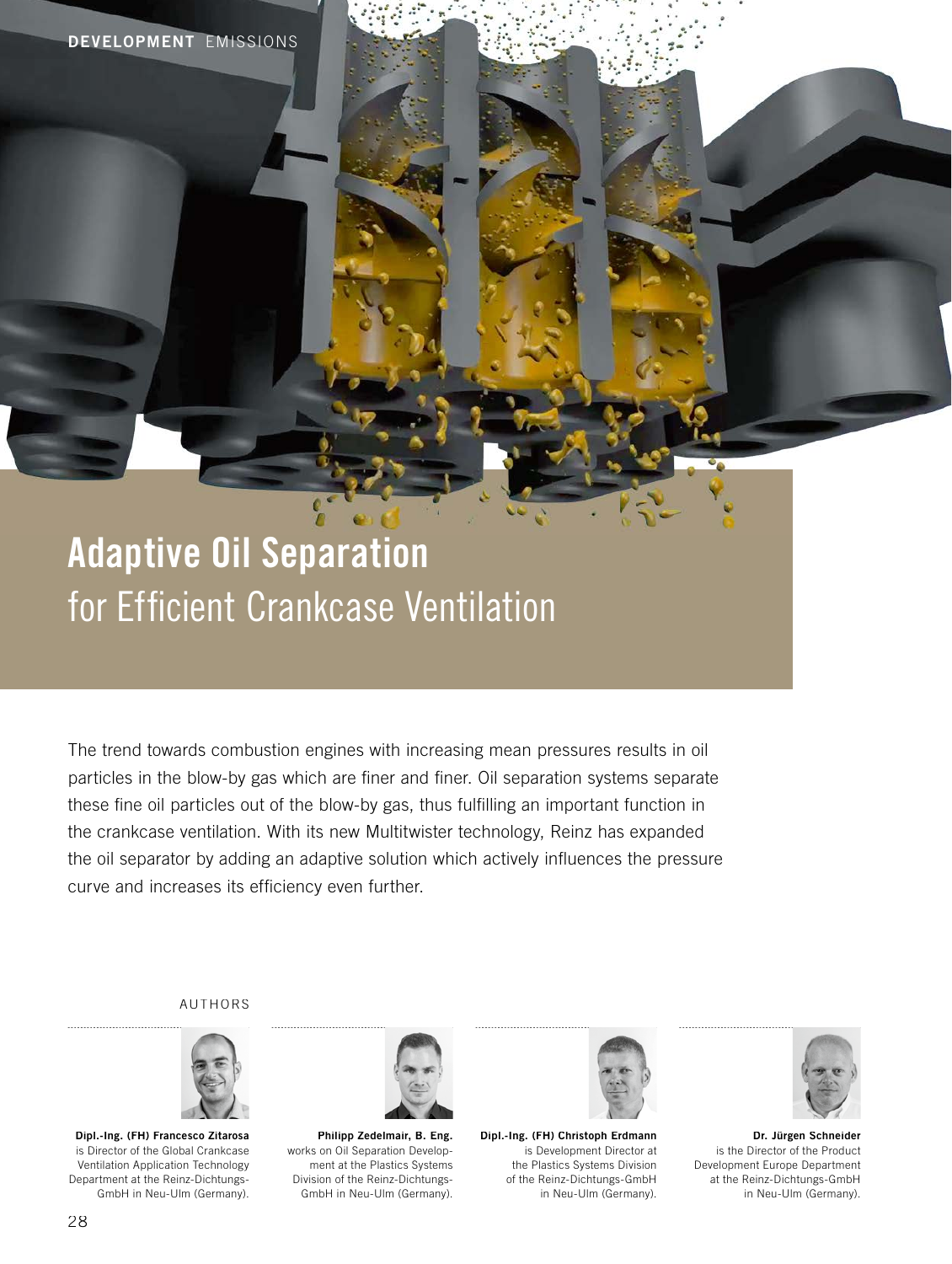# Adaptive Oil Separation for Efficient Crankcase Ventilation

The trend towards combustion engines with increasing mean pressures results in oil particles in the blow-by gas which are finer and finer. Oil separation systems separate these fine oil particles out of the blow-by gas, thus fulfilling an important function in the crankcase ventilation. With its new Multitwister technology, Reinz has expanded the oil separator by adding an adaptive solution which actively influences the pressure curve and increases its efficiency even further.

AUTHORS

**Dipl.-Ing. (FH) Francesco Zitarosa** is Director of the Global Crankcase Ventilation Application Technology Department at the Reinz-Dichtungs-GmbH in Neu-Ulm (Germany).

**Philipp Zedelmair, B. Eng.** works on Oil Separation Development at the Plastics Systems Division of the Reinz-Dichtungs-GmbH in Neu-Ulm (Germany).

**Dipl.-Ing. (FH) Christoph Erdmann** is Development Director at the Plastics Systems Division of the Reinz-Dichtungs-GmbH in Neu-Ulm (Germany).

**Dr. Jürgen Schneider** is the Director of the Product Development Europe Department at the Reinz-Dichtungs-GmbH in Neu-Ulm (Germany).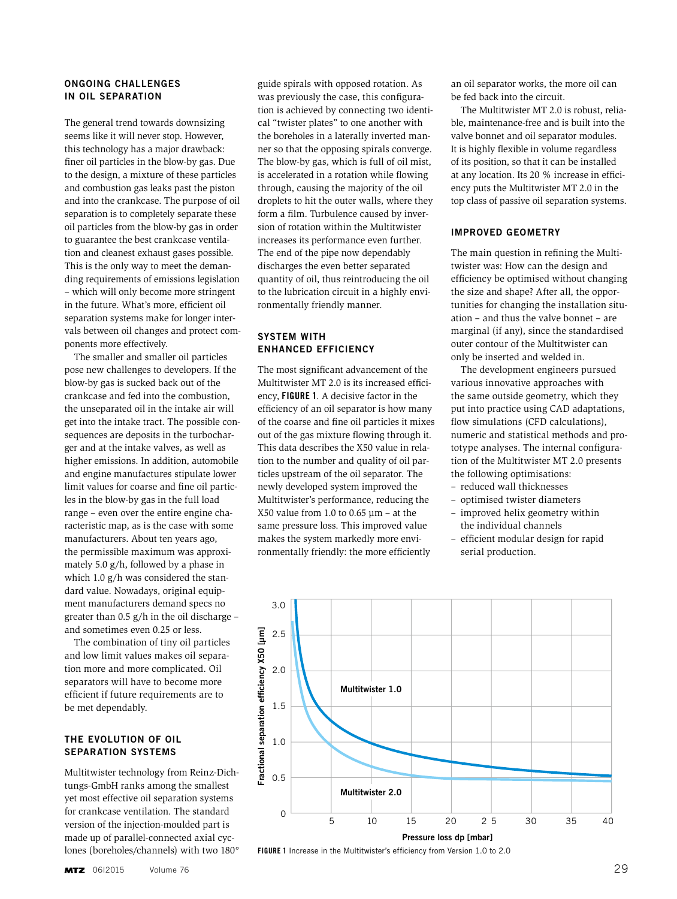### ONGOING CHALLENGES IN OIL SEPARATION

The general trend towards downsizing seems like it will never stop. However, this technology has a major drawback: finer oil particles in the blow-by gas. Due to the design, a mixture of these particles and combustion gas leaks past the piston and into the crankcase. The purpose of oil separation is to completely separate these oil particles from the blow-by gas in order to guarantee the best crankcase ventilation and cleanest exhaust gases possible. This is the only way to meet the demanding requirements of emissions legislation – which will only become more stringent in the future. What's more, efficient oil separation systems make for longer intervals between oil changes and protect components more effectively.

The smaller and smaller oil particles pose new challenges to developers. If the blow-by gas is sucked back out of the crankcase and fed into the combustion, the unseparated oil in the intake air will get into the intake tract. The possible consequences are deposits in the turbocharger and at the intake valves, as well as higher emissions. In addition, automobile and engine manufactures stipulate lower limit values for coarse and fine oil particles in the blow-by gas in the full load range – even over the entire engine characteristic map, as is the case with some manufacturers. About ten years ago, the permissible maximum was approximately 5.0 g/h, followed by a phase in which 1.0 g/h was considered the standard value. Nowadays, original equipment manufacturers demand specs no greater than 0.5 g/h in the oil discharge – and sometimes even 0.25 or less.

The combination of tiny oil particles and low limit values makes oil separation more and more complicated. Oil separators will have to become more efficient if future requirements are to be met dependably.

### THE EVOLUTION OF OIL SEPARATION SYSTEMS

Multitwister technology from Reinz-Dichtungs-GmbH ranks among the smallest yet most effective oil separation systems for crankcase ventilation. The standard version of the injection-moulded part is made up of parallel-connected axial cyclones (boreholes/channels) with two 180° guide spirals with opposed rotation. As was previously the case, this configuration is achieved by connecting two identical "twister plates" to one another with the boreholes in a laterally inverted manner so that the opposing spirals converge. The blow-by gas, which is full of oil mist, is accelerated in a rotation while flowing through, causing the majority of the oil droplets to hit the outer walls, where they form a film. Turbulence caused by inversion of rotation within the Multitwister increases its performance even further. The end of the pipe now dependably discharges the even better separated quantity of oil, thus reintroducing the oil to the lubrication circuit in a highly environmentally friendly manner.

### SYSTEM WITH ENHANCED EFFICIENCY

The most significant advancement of the Multitwister MT 2.0 is its increased efficiency, **FIGURE 1**. A decisive factor in the efficiency of an oil separator is how many of the coarse and fine oil particles it mixes out of the gas mixture flowing through it. This data describes the X50 value in relation to the number and quality of oil particles upstream of the oil separator. The newly developed system improved the Multitwister's performance, reducing the X50 value from 1.0 to 0.65 µm – at the same pressure loss. This improved value makes the system markedly more environmentally friendly: the more efficiently an oil separator works, the more oil can be fed back into the circuit.

The Multitwister MT 2.0 is robust, reliable, maintenance-free and is built into the valve bonnet and oil separator modules. It is highly flexible in volume regardless of its position, so that it can be installed at any location. Its 20 % increase in efficiency puts the Multitwister MT 2.0 in the top class of passive oil separation systems.

### IMPROVED GEOMETRY

The main question in refining the Multitwister was: How can the design and efficiency be optimised without changing the size and shape? After all, the opportunities for changing the installation situation – and thus the valve bonnet – are marginal (if any), since the standardised outer contour of the Multitwister can only be inserted and welded in.

The development engineers pursued various innovative approaches with the same outside geometry, which they put into practice using CAD adaptations, flow simulations (CFD calculations), numeric and statistical methods and prototype analyses. The internal configuration of the Multitwister MT 2.0 presents the following optimisations:

- reduced wall thicknesses
- optimised twister diameters
- improved helix geometry within the individual channels
- efficient modular design for rapid serial production.

Fractional separation efficiency X50 [µm]
3.0
2.5
2.0
1.5
1.0
0.5
0
Multitwister 1.0
Multitwister 2.0
5 10 15 20 2 5 30 35 40
Pressure loss dp [mbar]

**FIGURE 1** Increase in the Multitwister's efficiency from Version 1.0 to 2.0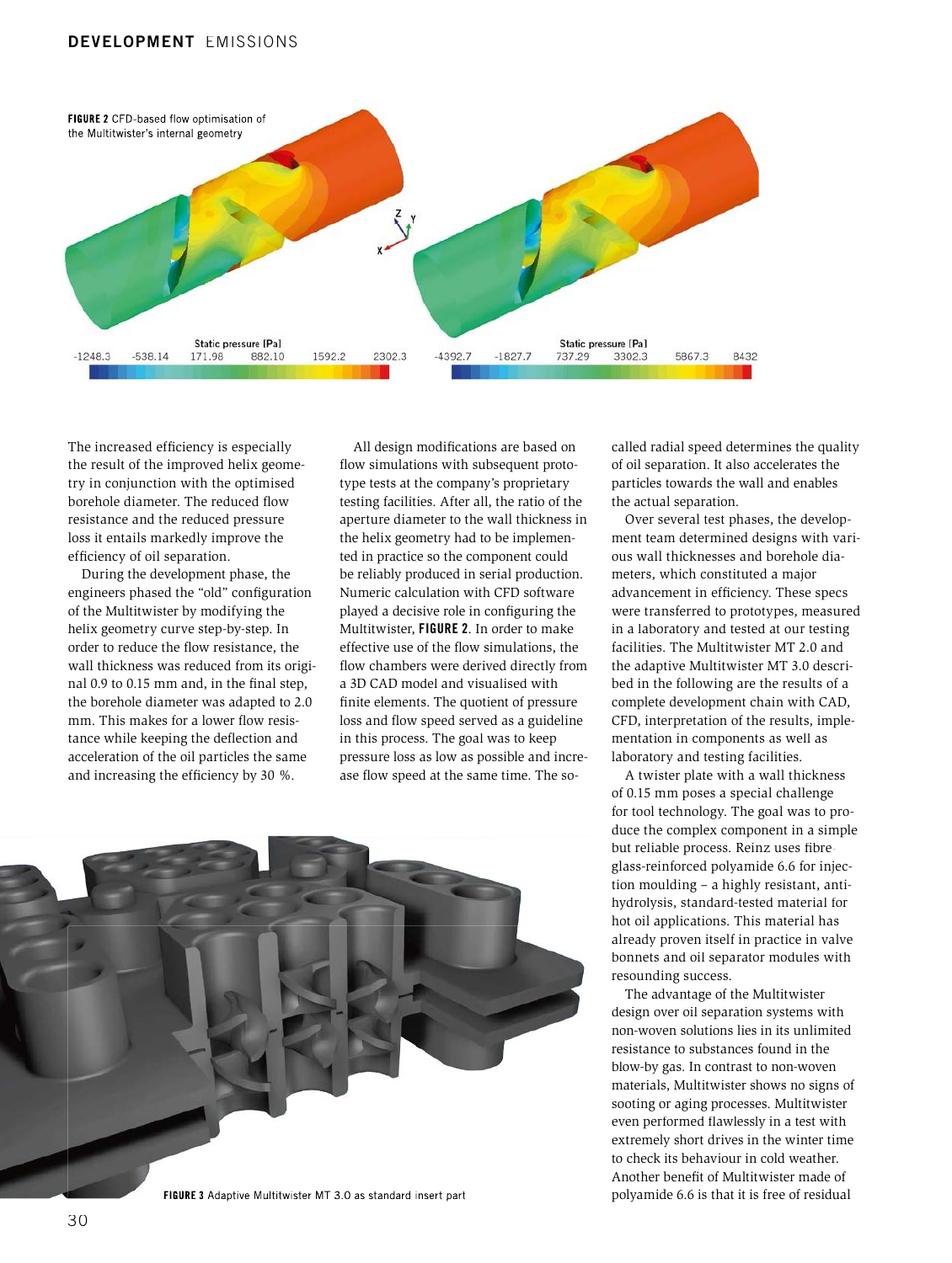FIGURE 2 CFD-based flow optimisation of the Multitwister's internal geometry

The increased efficiency is especially the result of the improved helix geometry in conjunction with the optimised borehole diameter. The reduced flow resistance and the reduced pressure loss it entails markedly improve the efficiency of oil separation.

During the development phase, the engineers phased the "old" configuration of the Multitwister by modifying the helix geometry curve step-by-step. In order to reduce the flow resistance, the wall thickness was reduced from its original 0.9 to 0.15 mm and, in the final step, the borehole diameter was adapted to 2.0 mm. This makes for a lower flow resistance while keeping the deflection and acceleration of the oil particles the same and increasing the efficiency by 30 %.

All design modifications are based on flow simulations with subsequent prototype tests at the company's proprietary testing facilities. After all, the ratio of the aperture diameter to the wall thickness in the helix geometry had to be implemented in practice so the component could be reliably produced in serial production. Numeric calculation with CFD software played a decisive role in configuring the Multitwister, **FIGURE 2**. In order to make effective use of the flow simulations, the flow chambers were derived directly from a 3D CAD model and visualised with finite elements. The quotient of pressure loss and flow speed served as a guideline in this process. The goal was to keep pressure loss as low as possible and increase flow speed at the same time. The so-called radial speed determines the quality of oil separation. It also accelerates the particles towards the wall and enables the actual separation.

Over several test phases, the development team determined designs with various wall thicknesses and borehole diameters, which constituted a major advancement in efficiency. These specs were transferred to prototypes, measured in a laboratory and tested at our testing facilities. The Multitwister MT 2.0 and the adaptive Multitwister MT 3.0 described in the following are the results of a complete development chain with CAD, CFD, interpretation of the results, implementation in components as well as laboratory and testing facilities.

A twister plate with a wall thickness of 0.15 mm poses a special challenge for tool technology. The goal was to produce the complex component in a simple but reliable process. Reinz uses fibre glass-reinforced polyamide 6.6 for injection moulding – a highly resistant, anti-hydrolysis, standard-tested material for hot oil applications. This material has already proven itself in practice in valve bonnets and oil separator modules with resounding success.

The advantage of the Multitwister design over oil separation systems with non-woven solutions lies in its unlimited resistance to substances found in the blow-by gas. In contrast to non-woven materials, Multitwister shows no signs of sooting or aging processes. Multitwister even performed flawlessly in a test with extremely short drives in the winter time to check its behaviour in cold weather. Another benefit of Multitwister made of polyamide 6.6 is that it is free of residual

FIGURE 3 Adaptive Multitwister MT 3.0 as standard insert part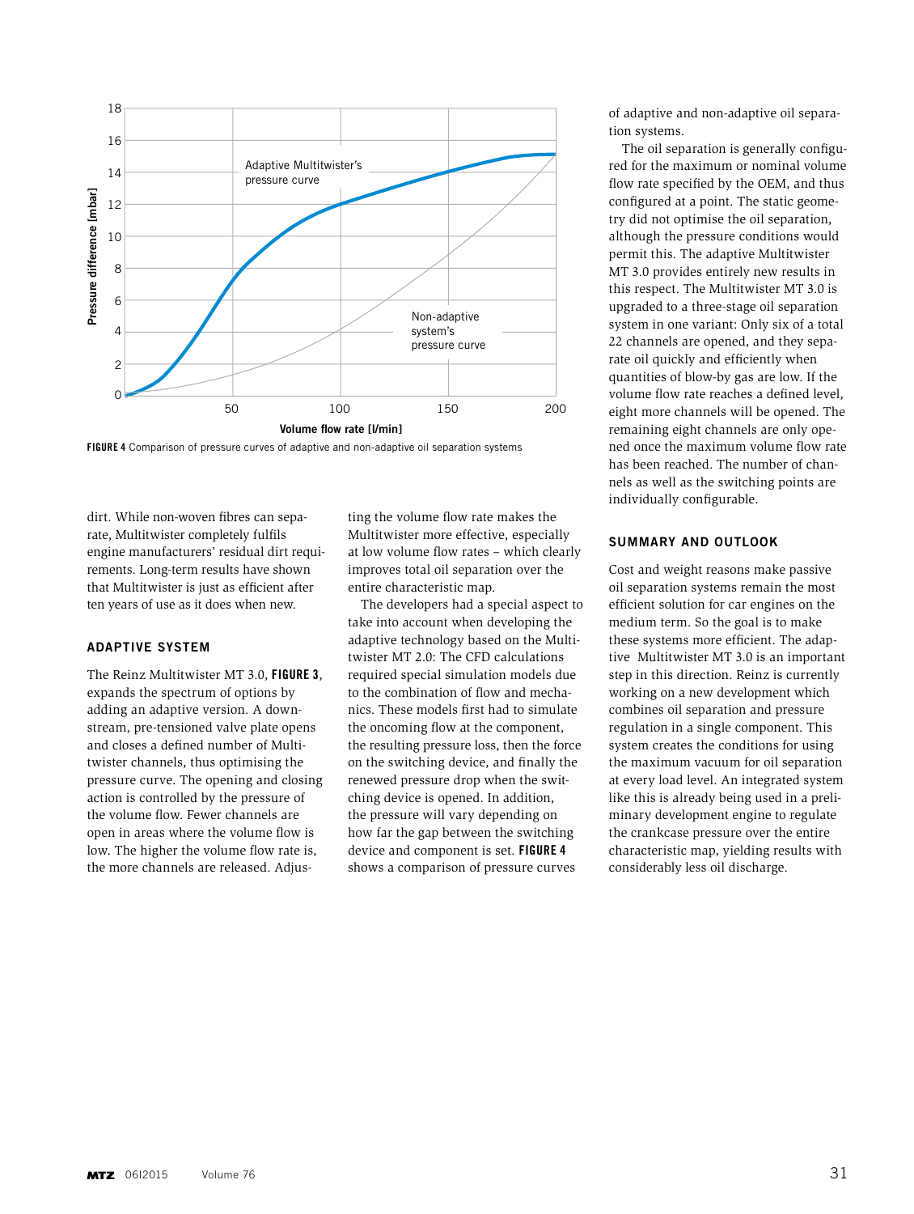18
16
14
12
10
8
6
4
2
0

Pressure difference [mbar]

Adaptive Multitwister's pressure curve

Non-adaptive system's pressure curve

50
100
150
200

Volume flow rate [l/min]

**FIGURE 4** Comparison of pressure curves of adaptive and non-adaptive oil separation systems

dirt. While non-woven fibres can separate, Multitwister completely fulfils engine manufacturers' residual dirt requirements. Long-term results have shown that Multitwister is just as efficient after ten years of use as it does when new.

## ADAPTIVE SYSTEM

The Reinz Multitwister MT 3.0, **FIGURE 3**, expands the spectrum of options by adding an adaptive version. A downstream, pre-tensioned valve plate opens and closes a defined number of Multitwister channels, thus optimising the pressure curve. The opening and closing action is controlled by the pressure of the volume flow. Fewer channels are open in areas where the volume flow is low. The higher the volume flow rate is, the more channels are released. Adjusting the volume flow rate makes the Multitwister more effective, especially at low volume flow rates – which clearly improves total oil separation over the entire characteristic map.

The developers had a special aspect to take into account when developing the adaptive technology based on the Multitwister MT 2.0: The CFD calculations required special simulation models due to the combination of flow and mechanics. These models first had to simulate the oncoming flow at the component, the resulting pressure loss, then the force on the switching device, and finally the renewed pressure drop when the switching device is opened. In addition, the pressure will vary depending on how far the gap between the switching device and component is set. **FIGURE 4** shows a comparison of pressure curves of adaptive and non-adaptive oil separation systems.

The oil separation is generally configured for the maximum or nominal volume flow rate specified by the OEM, and thus configured at a point. The static geometry did not optimise the oil separation, although the pressure conditions would permit this. The adaptive Multitwister MT 3.0 provides entirely new results in this respect. The Multitwister MT 3.0 is upgraded to a three-stage oil separation system in one variant: Only six of a total 22 channels are opened, and they separate oil quickly and efficiently when quantities of blow-by gas are low. If the volume flow rate reaches a defined level, eight more channels will be opened. The remaining eight channels are only opened once the maximum volume flow rate has been reached. The number of channels as well as the switching points are individually configurable.

## SUMMARY AND OUTLOOK

Cost and weight reasons make passive oil separation systems remain the most efficient solution for car engines on the medium term. So the goal is to make these systems more efficient. The adaptive Multitwister MT 3.0 is an important step in this direction. Reinz is currently working on a new development which combines oil separation and pressure regulation in a single component. This system creates the conditions for using the maximum vacuum for oil separation at every load level. An integrated system like this is already being used in a preliminary development engine to regulate the crankcase pressure over the entire characteristic map, yielding results with considerably less oil discharge.